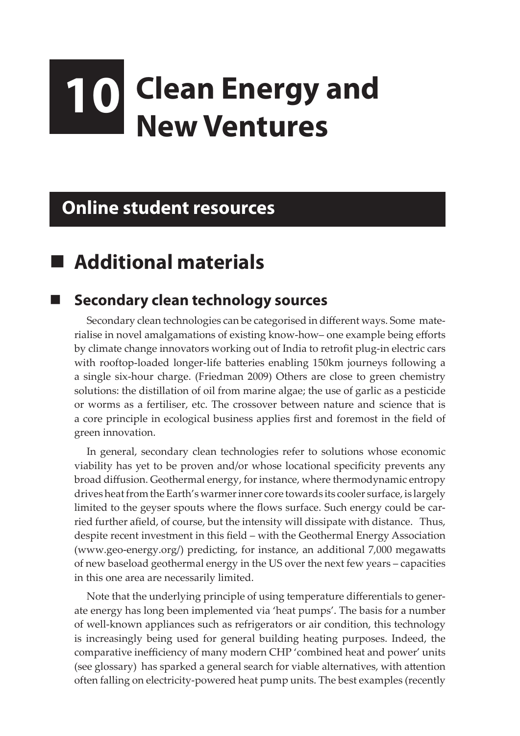# 10 Clean Energy and New Ventures

## Online student resources

## Additional materials

### Secondary clean technology sources

Secondary clean technologies can be categorised in different ways. Some materialise in novel amalgamations of existing know-how– one example being efforts by climate change innovators working out of India to retrofit plug-in electric cars with rooftop-loaded longer-life batteries enabling 150km journeys following a a single six-hour charge. (Friedman 2009) Others are close to green chemistry solutions: the distillation of oil from marine algae; the use of garlic as a pesticide or worms as a fertiliser, etc. The crossover between nature and science that is a core principle in ecological business applies first and foremost in the field of green innovation.

In general, secondary clean technologies refer to solutions whose economic viability has yet to be proven and/or whose locational specificity prevents any broad diffusion. Geothermal energy, for instance, where thermodynamic entropy drives heat from the Earth's warmer inner core towards its cooler surface, is largely limited to the geyser spouts where the flows surface. Such energy could be carried further afield, of course, but the intensity will dissipate with distance. Thus, despite recent investment in this field – with the Geothermal Energy Association (www.geo-energy.org/) predicting, for instance, an additional 7,000 megawatts of new baseload geothermal energy in the US over the next few years – capacities in this one area are necessarily limited.

Note that the underlying principle of using temperature differentials to generate energy has long been implemented via 'heat pumps'. The basis for a number of well-known appliances such as refrigerators or air condition, this technology is increasingly being used for general building heating purposes. Indeed, the comparative inefficiency of many modern CHP 'combined heat and power' units (see glossary) has sparked a general search for viable alternatives, with attention often falling on electricity-powered heat pump units. The best examples (recently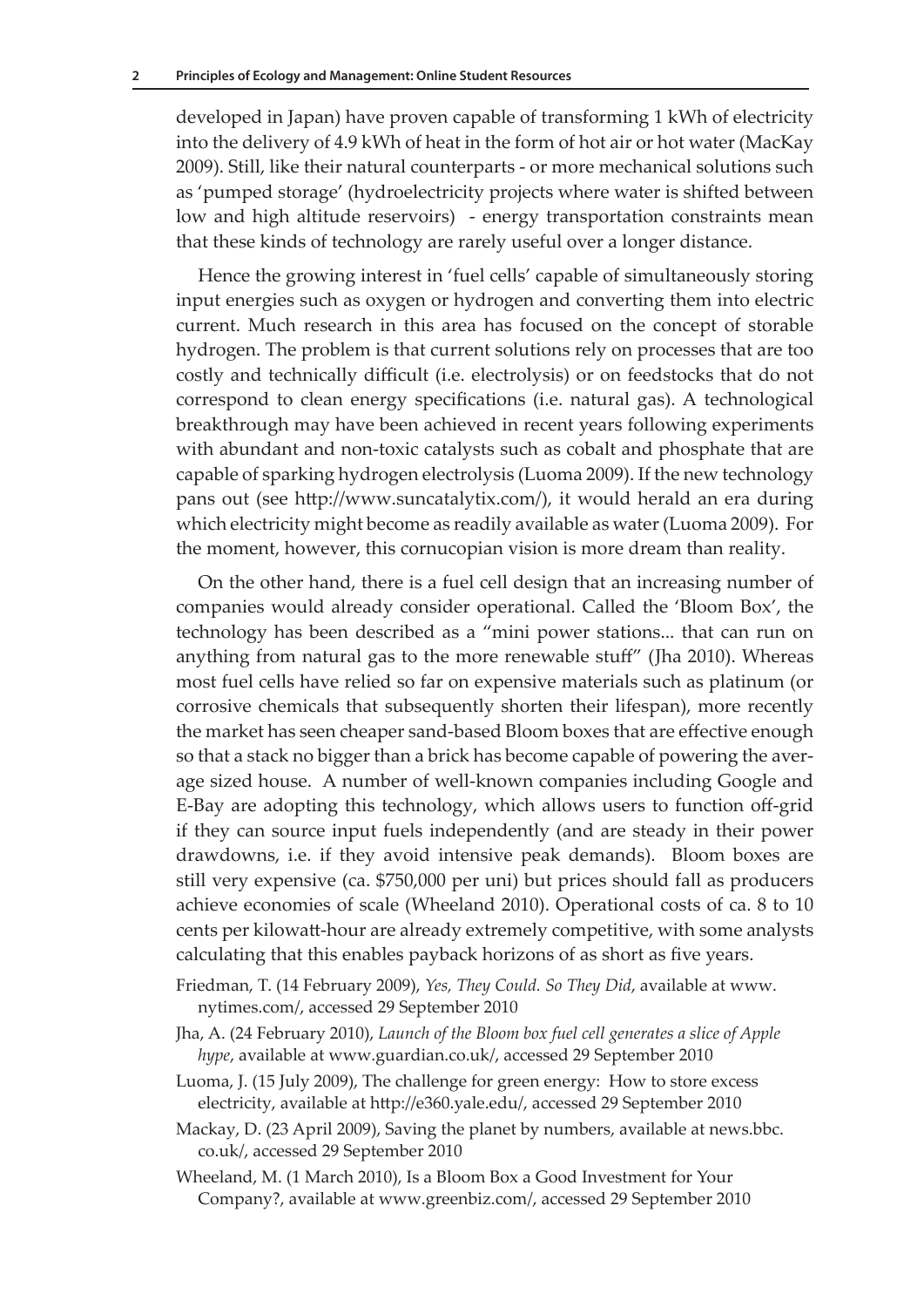developed in Japan) have proven capable of transforming 1 kWh of electricity into the delivery of 4.9 kWh of heat in the form of hot air or hot water (MacKay 2009). Still, like their natural counterparts - or more mechanical solutions such as 'pumped storage' (hydroelectricity projects where water is shifted between low and high altitude reservoirs) - energy transportation constraints mean that these kinds of technology are rarely useful over a longer distance.

Hence the growing interest in 'fuel cells' capable of simultaneously storing input energies such as oxygen or hydrogen and converting them into electric current. Much research in this area has focused on the concept of storable hydrogen. The problem is that current solutions rely on processes that are too costly and technically difficult (i.e. electrolysis) or on feedstocks that do not correspond to clean energy specifications (i.e. natural gas). A technological breakthrough may have been achieved in recent years following experiments with abundant and non-toxic catalysts such as cobalt and phosphate that are capable of sparking hydrogen electrolysis (Luoma 2009). If the new technology pans out (see http://www.suncatalytix.com/), it would herald an era during which electricity might become as readily available as water (Luoma 2009). For the moment, however, this cornucopian vision is more dream than reality.

On the other hand, there is a fuel cell design that an increasing number of companies would already consider operational. Called the 'Bloom Box', the technology has been described as a "mini power stations... that can run on anything from natural gas to the more renewable stuff" (Jha 2010). Whereas most fuel cells have relied so far on expensive materials such as platinum (or corrosive chemicals that subsequently shorten their lifespan), more recently the market has seen cheaper sand-based Bloom boxes that are effective enough so that a stack no bigger than a brick has become capable of powering the average sized house. A number of well-known companies including Google and E-Bay are adopting this technology, which allows users to function off-grid if they can source input fuels independently (and are steady in their power drawdowns, i.e. if they avoid intensive peak demands). Bloom boxes are still very expensive (ca. $750,000 per uni) but prices should fall as producers achieve economies of scale (Wheeland 2010). Operational costs of ca. 8 to 10 cents per kilowatt-hour are already extremely competitive, with some analysts calculating that this enables payback horizons of as short as five years.

Friedman, T. (14 February 2009), *Yes, They Could. So They Did*, available at www.nytimes.com/, accessed 29 September 2010

Jha, A. (24 February 2010), *Launch of the Bloom box fuel cell generates a slice of Apple hype*, available at www.guardian.co.uk/, accessed 29 September 2010

Luoma, J. (15 July 2009), The challenge for green energy: How to store excess electricity, available at http://e360.yale.edu/, accessed 29 September 2010

Mackay, D. (23 April 2009), Saving the planet by numbers, available at news.bbc.co.uk/, accessed 29 September 2010

Wheeland, M. (1 March 2010), Is a Bloom Box a Good Investment for Your Company?, available at www.greenbiz.com/, accessed 29 September 2010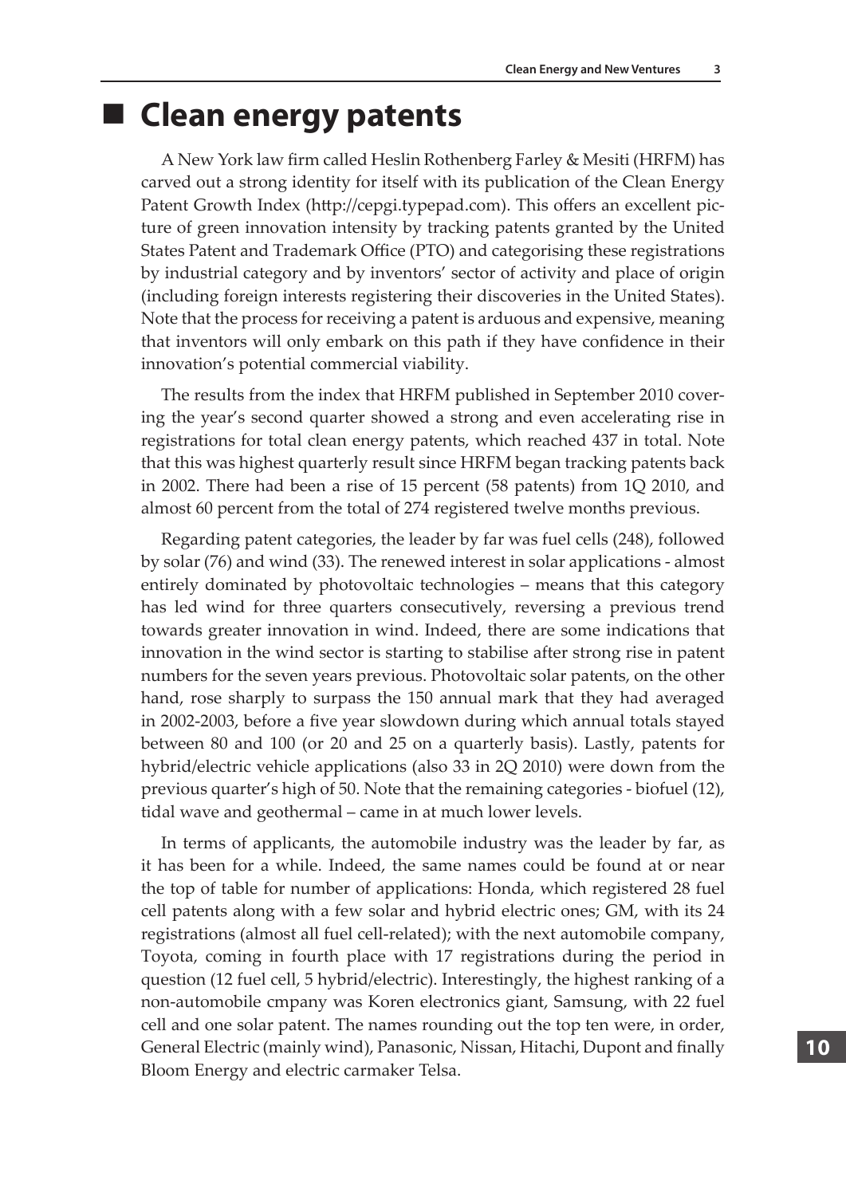## ■ Clean energy patents

A New York law firm called Heslin Rothenberg Farley & Mesiti (HRFM) has carved out a strong identity for itself with its publication of the Clean Energy Patent Growth Index (http://cepgi.typepad.com). This offers an excellent picture of green innovation intensity by tracking patents granted by the United States Patent and Trademark Office (PTO) and categorising these registrations by industrial category and by inventors' sector of activity and place of origin (including foreign interests registering their discoveries in the United States). Note that the process for receiving a patent is arduous and expensive, meaning that inventors will only embark on this path if they have confidence in their innovation's potential commercial viability.

The results from the index that HRFM published in September 2010 covering the year's second quarter showed a strong and even accelerating rise in registrations for total clean energy patents, which reached 437 in total. Note that this was highest quarterly result since HRFM began tracking patents back in 2002. There had been a rise of 15 percent (58 patents) from 1Q 2010, and almost 60 percent from the total of 274 registered twelve months previous.

Regarding patent categories, the leader by far was fuel cells (248), followed by solar (76) and wind (33). The renewed interest in solar applications - almost entirely dominated by photovoltaic technologies – means that this category has led wind for three quarters consecutively, reversing a previous trend towards greater innovation in wind. Indeed, there are some indications that innovation in the wind sector is starting to stabilise after strong rise in patent numbers for the seven years previous. Photovoltaic solar patents, on the other hand, rose sharply to surpass the 150 annual mark that they had averaged in 2002-2003, before a five year slowdown during which annual totals stayed between 80 and 100 (or 20 and 25 on a quarterly basis). Lastly, patents for hybrid/electric vehicle applications (also 33 in 2Q 2010) were down from the previous quarter's high of 50. Note that the remaining categories - biofuel (12), tidal wave and geothermal – came in at much lower levels.

In terms of applicants, the automobile industry was the leader by far, as it has been for a while. Indeed, the same names could be found at or near the top of table for number of applications: Honda, which registered 28 fuel cell patents along with a few solar and hybrid electric ones; GM, with its 24 registrations (almost all fuel cell-related); with the next automobile company, Toyota, coming in fourth place with 17 registrations during the period in question (12 fuel cell, 5 hybrid/electric). Interestingly, the highest ranking of a non-automobile cmpany was Koren electronics giant, Samsung, with 22 fuel cell and one solar patent. The names rounding out the top ten were, in order, General Electric (mainly wind), Panasonic, Nissan, Hitachi, Dupont and finally Bloom Energy and electric carmaker Telsa.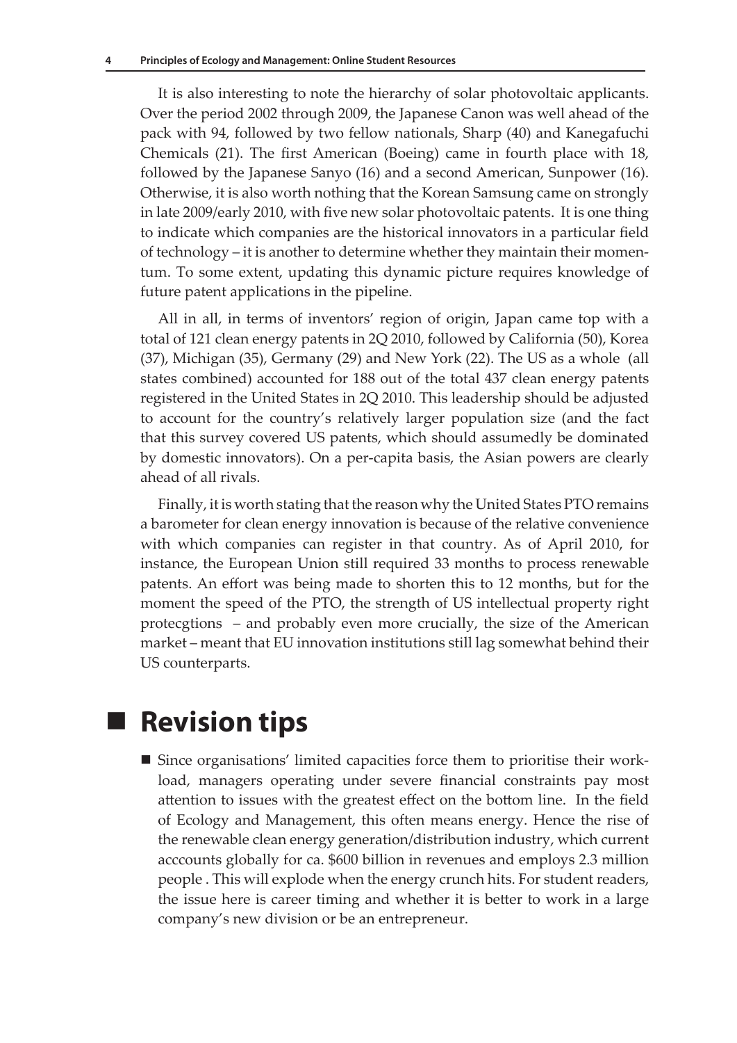It is also interesting to note the hierarchy of solar photovoltaic applicants. Over the period 2002 through 2009, the Japanese Canon was well ahead of the pack with 94, followed by two fellow nationals, Sharp (40) and Kanegafuchi Chemicals (21). The first American (Boeing) came in fourth place with 18, followed by the Japanese Sanyo (16) and a second American, Sunpower (16). Otherwise, it is also worth nothing that the Korean Samsung came on strongly in late 2009/early 2010, with five new solar photovoltaic patents. It is one thing to indicate which companies are the historical innovators in a particular field of technology – it is another to determine whether they maintain their momentum. To some extent, updating this dynamic picture requires knowledge of future patent applications in the pipeline.

All in all, in terms of inventors' region of origin, Japan came top with a total of 121 clean energy patents in 2Q 2010, followed by California (50), Korea (37), Michigan (35), Germany (29) and New York (22). The US as a whole (all states combined) accounted for 188 out of the total 437 clean energy patents registered in the United States in 2Q 2010. This leadership should be adjusted to account for the country's relatively larger population size (and the fact that this survey covered US patents, which should assumedly be dominated by domestic innovators). On a per-capita basis, the Asian powers are clearly ahead of all rivals.

Finally, it is worth stating that the reason why the United States PTO remains a barometer for clean energy innovation is because of the relative convenience with which companies can register in that country. As of April 2010, for instance, the European Union still required 33 months to process renewable patents. An effort was being made to shorten this to 12 months, but for the moment the speed of the PTO, the strength of US intellectual property right protecgtions – and probably even more crucially, the size of the American market – meant that EU innovation institutions still lag somewhat behind their US counterparts.

## Revision tips

- Since organisations' limited capacities force them to prioritise their workload, managers operating under severe financial constraints pay most attention to issues with the greatest effect on the bottom line. In the field of Ecology and Management, this often means energy. Hence the rise of the renewable clean energy generation/distribution industry, which current acccounts globally for ca. $600 billion in revenues and employs 2.3 million people . This will explode when the energy crunch hits. For student readers, the issue here is career timing and whether it is better to work in a large company's new division or be an entrepreneur.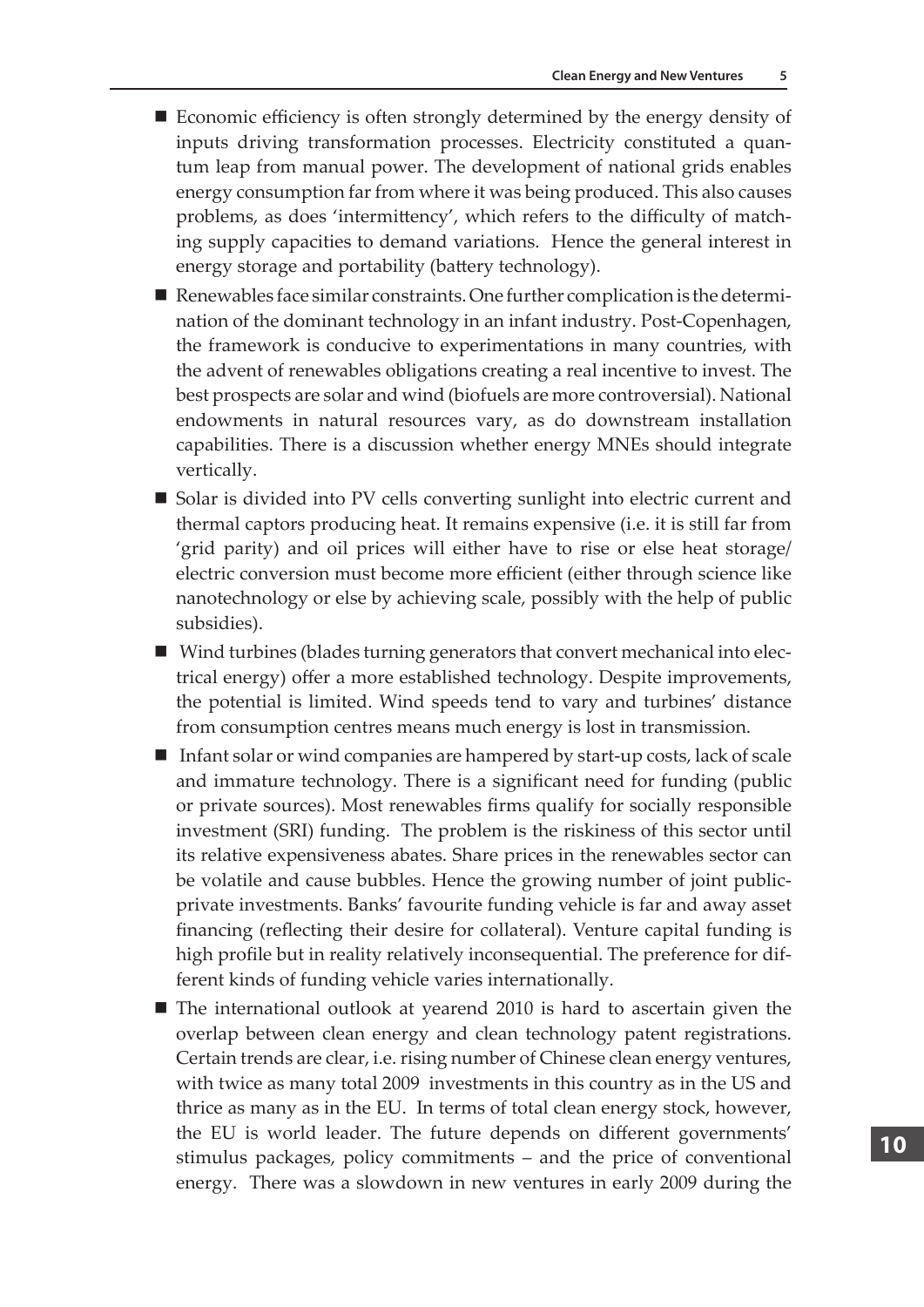- Economic efficiency is often strongly determined by the energy density of inputs driving transformation processes. Electricity constituted a quantum leap from manual power. The development of national grids enables energy consumption far from where it was being produced. This also causes problems, as does 'intermittency', which refers to the difficulty of matching supply capacities to demand variations. Hence the general interest in energy storage and portability (battery technology).
- Renewables face similar constraints. One further complication is the determination of the dominant technology in an infant industry. Post-Copenhagen, the framework is conducive to experimentations in many countries, with the advent of renewables obligations creating a real incentive to invest. The best prospects are solar and wind (biofuels are more controversial). National endowments in natural resources vary, as do downstream installation capabilities. There is a discussion whether energy MNEs should integrate vertically.
- Solar is divided into PV cells converting sunlight into electric current and thermal captors producing heat. It remains expensive (i.e. it is still far from 'grid parity) and oil prices will either have to rise or else heat storage/ electric conversion must become more efficient (either through science like nanotechnology or else by achieving scale, possibly with the help of public subsidies).
- Wind turbines (blades turning generators that convert mechanical into electrical energy) offer a more established technology. Despite improvements, the potential is limited. Wind speeds tend to vary and turbines' distance from consumption centres means much energy is lost in transmission.
- Infant solar or wind companies are hampered by start-up costs, lack of scale and immature technology. There is a significant need for funding (public or private sources). Most renewables firms qualify for socially responsible investment (SRI) funding. The problem is the riskiness of this sector until its relative expensiveness abates. Share prices in the renewables sector can be volatile and cause bubbles. Hence the growing number of joint public-private investments. Banks' favourite funding vehicle is far and away asset financing (reflecting their desire for collateral). Venture capital funding is high profile but in reality relatively inconsequential. The preference for different kinds of funding vehicle varies internationally.
- The international outlook at yearend 2010 is hard to ascertain given the overlap between clean energy and clean technology patent registrations. Certain trends are clear, i.e. rising number of Chinese clean energy ventures, with twice as many total 2009 investments in this country as in the US and thrice as many as in the EU. In terms of total clean energy stock, however, the EU is world leader. The future depends on different governments' stimulus packages, policy commitments – and the price of conventional energy. There was a slowdown in new ventures in early 2009 during the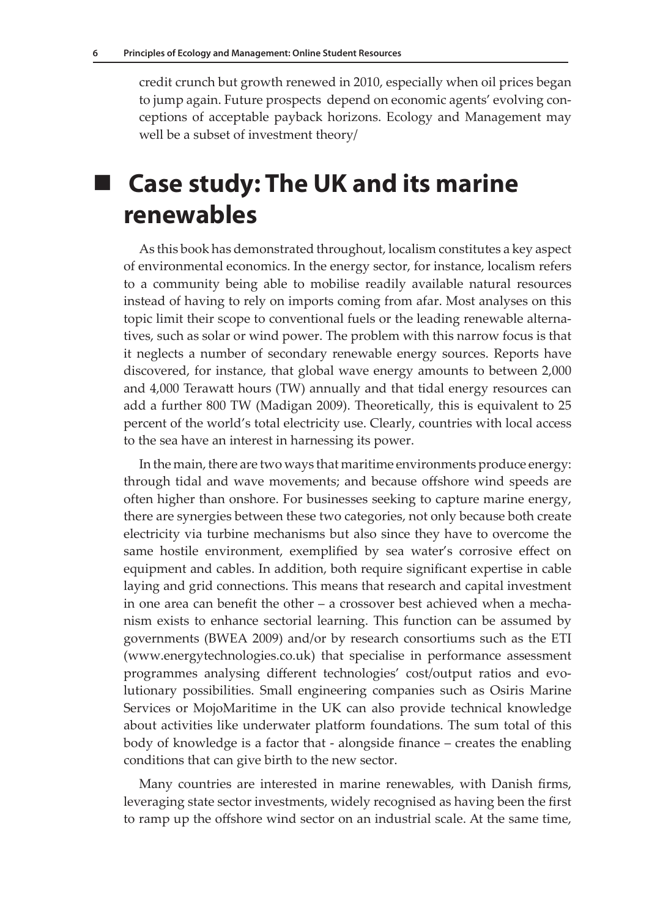credit crunch but growth renewed in 2010, especially when oil prices began to jump again. Future prospects depend on economic agents' evolving conceptions of acceptable payback horizons. Ecology and Management may well be a subset of investment theory/

## ■ Case study: The UK and its marine renewables

As this book has demonstrated throughout, localism constitutes a key aspect of environmental economics. In the energy sector, for instance, localism refers to a community being able to mobilise readily available natural resources instead of having to rely on imports coming from afar. Most analyses on this topic limit their scope to conventional fuels or the leading renewable alternatives, such as solar or wind power. The problem with this narrow focus is that it neglects a number of secondary renewable energy sources. Reports have discovered, for instance, that global wave energy amounts to between 2,000 and 4,000 Terawatt hours (TW) annually and that tidal energy resources can add a further 800 TW (Madigan 2009). Theoretically, this is equivalent to 25 percent of the world's total electricity use. Clearly, countries with local access to the sea have an interest in harnessing its power.

In the main, there are two ways that maritime environments produce energy: through tidal and wave movements; and because offshore wind speeds are often higher than onshore. For businesses seeking to capture marine energy, there are synergies between these two categories, not only because both create electricity via turbine mechanisms but also since they have to overcome the same hostile environment, exemplified by sea water's corrosive effect on equipment and cables. In addition, both require significant expertise in cable laying and grid connections. This means that research and capital investment in one area can benefit the other – a crossover best achieved when a mechanism exists to enhance sectorial learning. This function can be assumed by governments (BWEA 2009) and/or by research consortiums such as the ETI (www.energytechnologies.co.uk) that specialise in performance assessment programmes analysing different technologies' cost/output ratios and evolutionary possibilities. Small engineering companies such as Osiris Marine Services or MojoMaritime in the UK can also provide technical knowledge about activities like underwater platform foundations. The sum total of this body of knowledge is a factor that - alongside finance – creates the enabling conditions that can give birth to the new sector.

Many countries are interested in marine renewables, with Danish firms, leveraging state sector investments, widely recognised as having been the first to ramp up the offshore wind sector on an industrial scale. At the same time,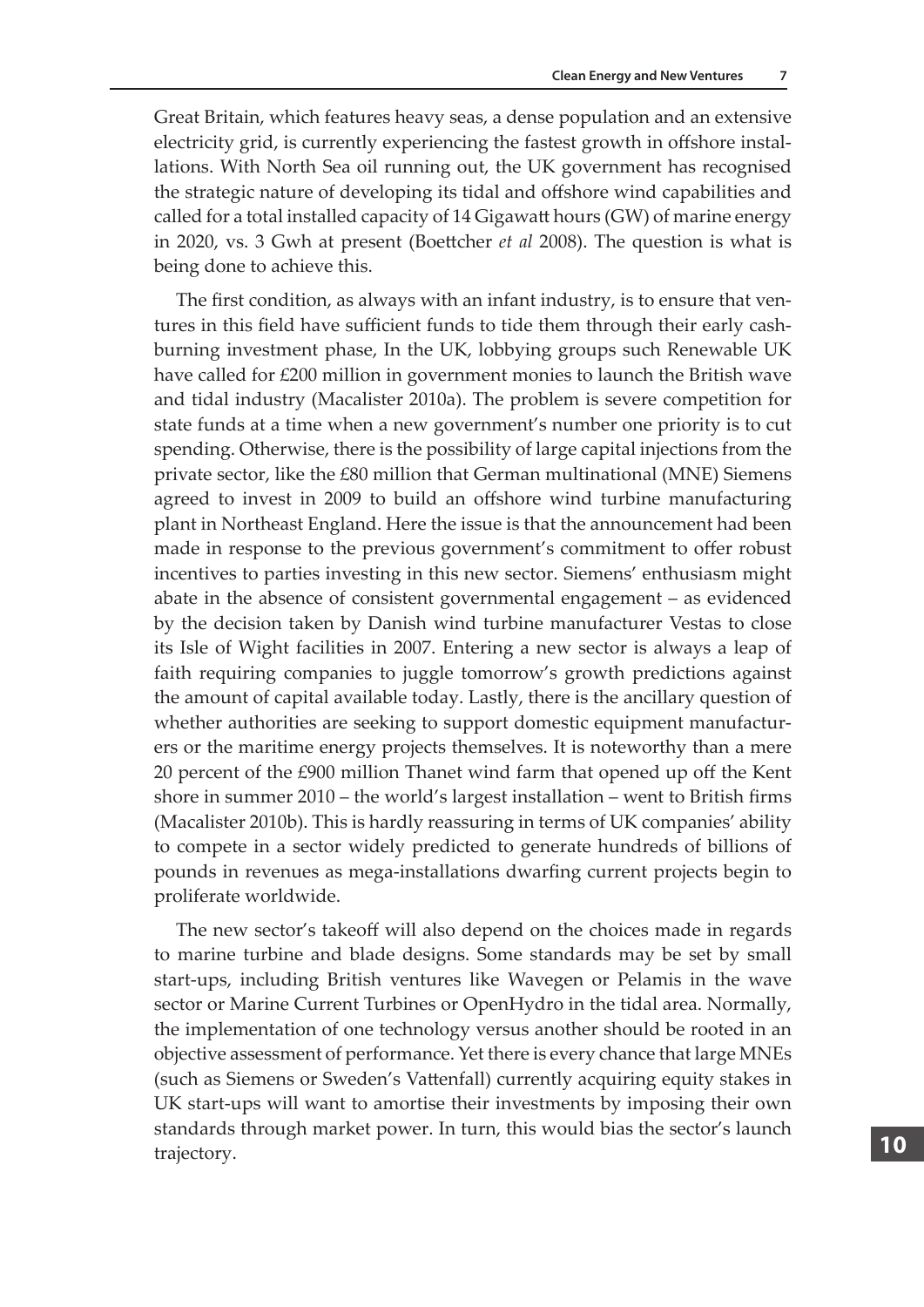Great Britain, which features heavy seas, a dense population and an extensive electricity grid, is currently experiencing the fastest growth in offshore installations. With North Sea oil running out, the UK government has recognised the strategic nature of developing its tidal and offshore wind capabilities and called for a total installed capacity of 14 Gigawatt hours (GW) of marine energy in 2020, vs. 3 Gwh at present (Boettcher *et al* 2008). The question is what is being done to achieve this.

The first condition, as always with an infant industry, is to ensure that ventures in this field have sufficient funds to tide them through their early cash-burning investment phase, In the UK, lobbying groups such Renewable UK have called for £200 million in government monies to launch the British wave and tidal industry (Macalister 2010a). The problem is severe competition for state funds at a time when a new government's number one priority is to cut spending. Otherwise, there is the possibility of large capital injections from the private sector, like the £80 million that German multinational (MNE) Siemens agreed to invest in 2009 to build an offshore wind turbine manufacturing plant in Northeast England. Here the issue is that the announcement had been made in response to the previous government's commitment to offer robust incentives to parties investing in this new sector. Siemens' enthusiasm might abate in the absence of consistent governmental engagement – as evidenced by the decision taken by Danish wind turbine manufacturer Vestas to close its Isle of Wight facilities in 2007. Entering a new sector is always a leap of faith requiring companies to juggle tomorrow's growth predictions against the amount of capital available today. Lastly, there is the ancillary question of whether authorities are seeking to support domestic equipment manufacturers or the maritime energy projects themselves. It is noteworthy than a mere 20 percent of the £900 million Thanet wind farm that opened up off the Kent shore in summer 2010 – the world's largest installation – went to British firms (Macalister 2010b). This is hardly reassuring in terms of UK companies' ability to compete in a sector widely predicted to generate hundreds of billions of pounds in revenues as mega-installations dwarfing current projects begin to proliferate worldwide.

The new sector's takeoff will also depend on the choices made in regards to marine turbine and blade designs. Some standards may be set by small start-ups, including British ventures like Wavegen or Pelamis in the wave sector or Marine Current Turbines or OpenHydro in the tidal area. Normally, the implementation of one technology versus another should be rooted in an objective assessment of performance. Yet there is every chance that large MNEs (such as Siemens or Sweden's Vattenfall) currently acquiring equity stakes in UK start-ups will want to amortise their investments by imposing their own standards through market power. In turn, this would bias the sector's launch trajectory.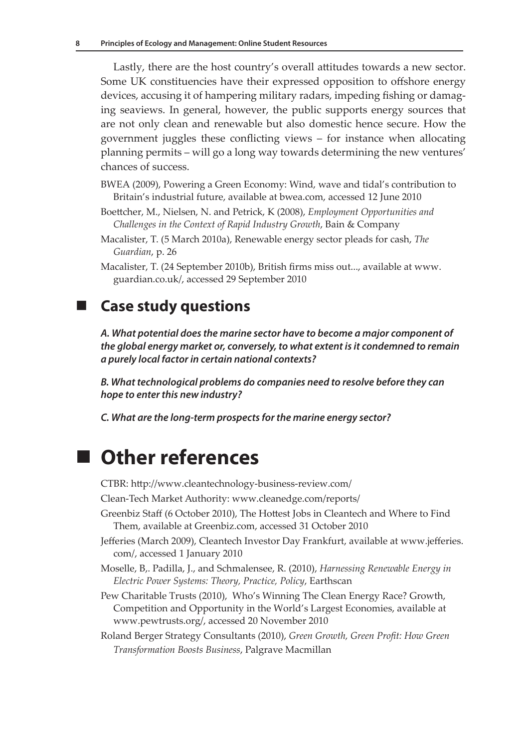Lastly, there are the host country's overall attitudes towards a new sector. Some UK constituencies have their expressed opposition to offshore energy devices, accusing it of hampering military radars, impeding fishing or damaging seaviews. In general, however, the public supports energy sources that are not only clean and renewable but also domestic hence secure. How the government juggles these conflicting views – for instance when allocating planning permits – will go a long way towards determining the new ventures' chances of success.

BWEA (2009), Powering a Green Economy: Wind, wave and tidal's contribution to Britain's industrial future, available at bwea.com, accessed 12 June 2010

Boettcher, M., Nielsen, N. and Petrick, K (2008), *Employment Opportunities and Challenges in the Context of Rapid Industry Growth*, Bain & Company

Macalister, T. (5 March 2010a), Renewable energy sector pleads for cash, *The Guardian*, p. 26

Macalister, T. (24 September 2010b), British firms miss out..., available at www.guardian.co.uk/, accessed 29 September 2010

## Case study questions

***A. What potential does the marine sector have to become a major component of the global energy market or, conversely, to what extent is it condemned to remain a purely local factor in certain national contexts?***

***B. What technological problems do companies need to resolve before they can hope to enter this new industry?***

***C. What are the long-term prospects for the marine energy sector?***

# Other references

CTBR: http://www.cleantechnology-business-review.com/

Clean-Tech Market Authority: www.cleanedge.com/reports/

Greenbiz Staff (6 October 2010), The Hottest Jobs in Cleantech and Where to Find Them, available at Greenbiz.com, accessed 31 October 2010

Jefferies (March 2009), Cleantech Investor Day Frankfurt, available at www.jefferies.com/, accessed 1 January 2010

Moselle, B,. Padilla, J., and Schmalensee, R. (2010), *Harnessing Renewable Energy in Electric Power Systems: Theory, Practice, Policy*, Earthscan

Pew Charitable Trusts (2010), Who's Winning The Clean Energy Race? Growth, Competition and Opportunity in the World's Largest Economies, available at www.pewtrusts.org/, accessed 20 November 2010

Roland Berger Strategy Consultants (2010), *Green Growth, Green Profit: How Green Transformation Boosts Business*, Palgrave Macmillan